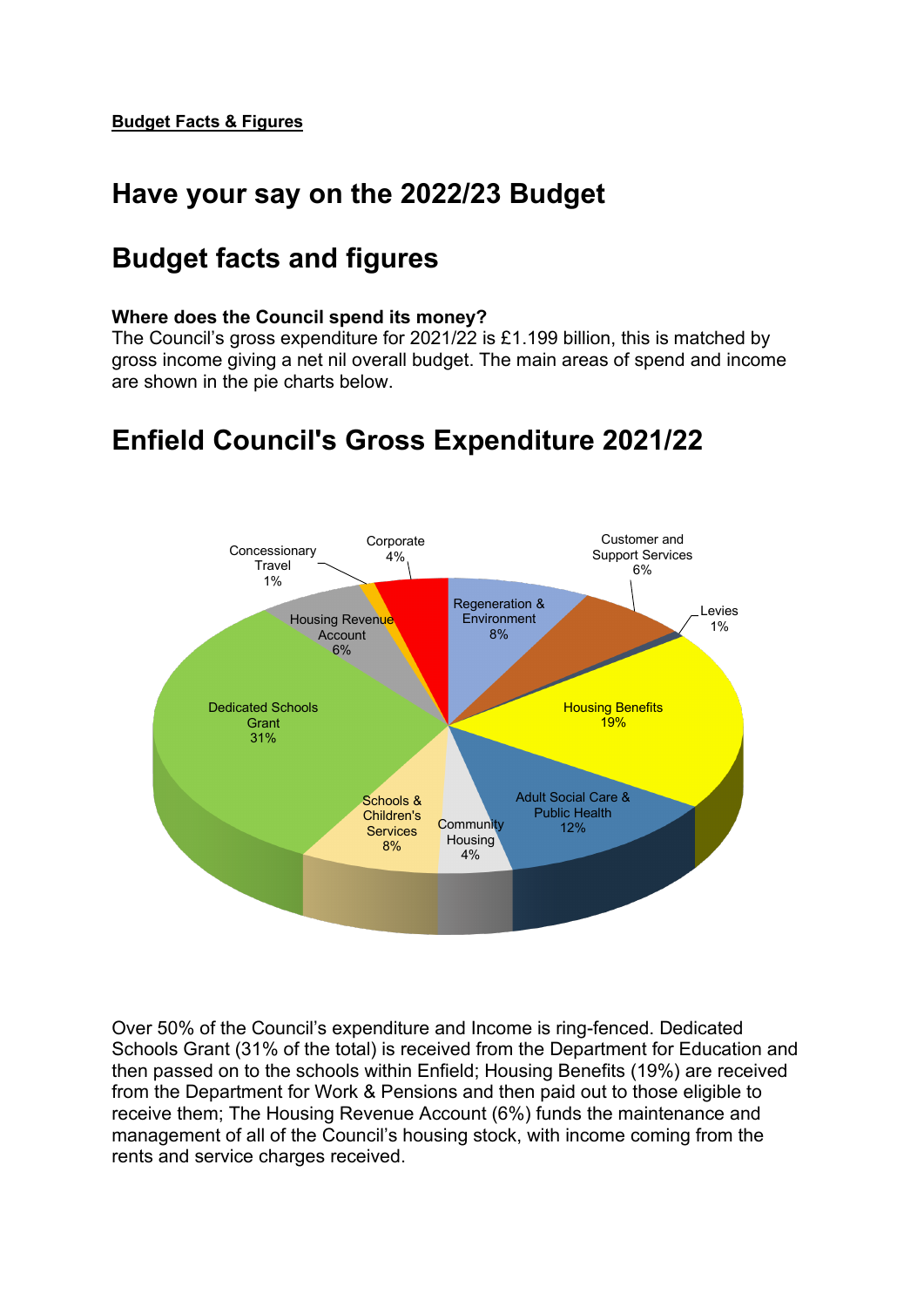**Budget Facts & Figures**

## Have your say on the 2022/23 Budget

## Budget facts and figures

**Where does the Council spend its money?**
The Council's gross expenditure for 2021/22 is £1.199 billion, this is matched by gross income giving a net nil overall budget. The main areas of spend and income are shown in the pie charts below.

## Enfield Council's Gross Expenditure 2021/22

| Category | Share |
| --- | --- |
| Regeneration & Environment | 8% |
| Customer and Support Services | 6% |
| Levies | 1% |
| Housing Benefits | 19% |
| Adult Social Care & Public Health | 12% |
| Community Housing | 4% |
| Schools & Children's Services | 8% |
| Dedicated Schools Grant | 31% |
| Housing Revenue Account | 6% |
| Concessionary Travel | 1% |
| Corporate | 4% |

Over 50% of the Council's expenditure and Income is ring-fenced. Dedicated Schools Grant (31% of the total) is received from the Department for Education and then passed on to the schools within Enfield; Housing Benefits (19%) are received from the Department for Work & Pensions and then paid out to those eligible to receive them; The Housing Revenue Account (6%) funds the maintenance and management of all of the Council's housing stock, with income coming from the rents and service charges received.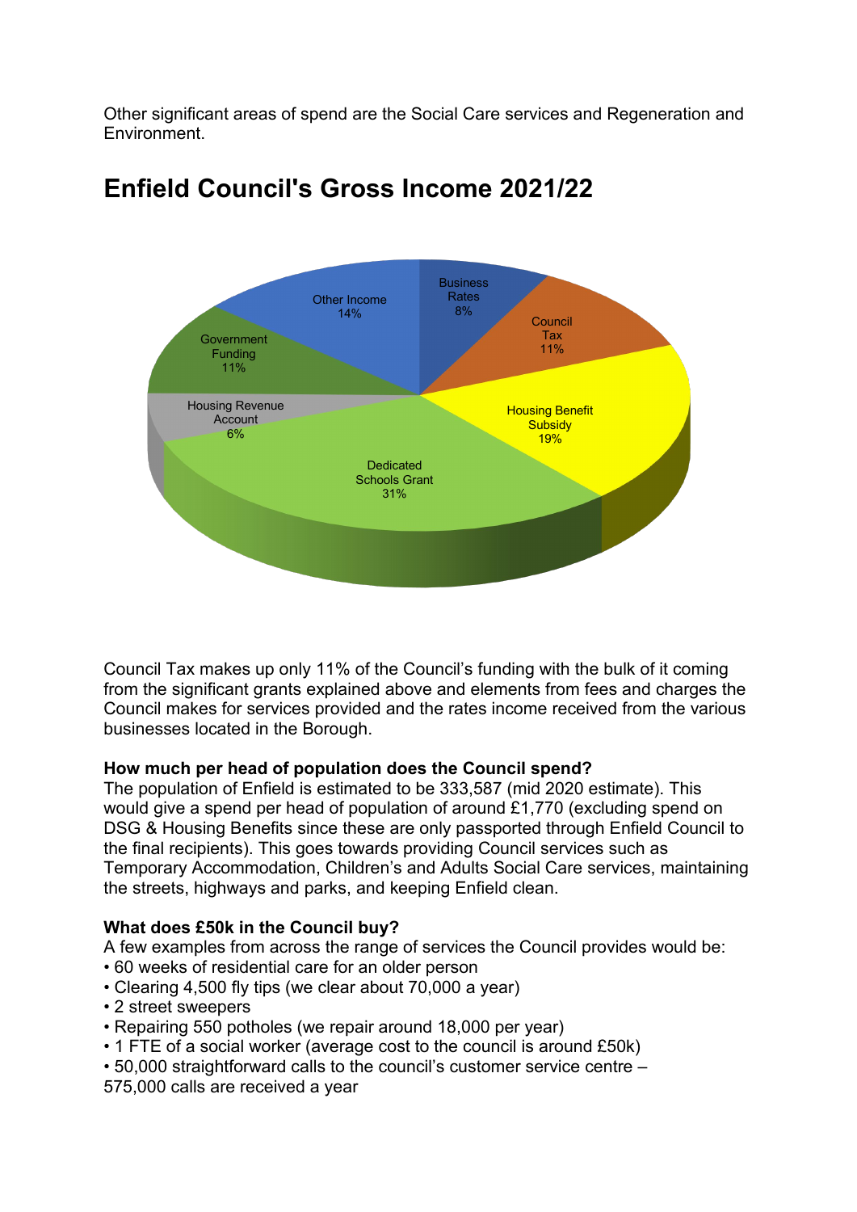Other significant areas of spend are the Social Care services and Regeneration and Environment.

## Enfield Council's Gross Income 2021/22

Business Rates 8%

Council Tax 11%

Housing Benefit Subsidy 19%

Dedicated Schools Grant 31%

Housing Revenue Account 6%

Government Funding 11%

Other Income 14%

Council Tax makes up only 11% of the Council's funding with the bulk of it coming from the significant grants explained above and elements from fees and charges the Council makes for services provided and the rates income received from the various businesses located in the Borough.

**How much per head of population does the Council spend?**

The population of Enfield is estimated to be 333,587 (mid 2020 estimate). This would give a spend per head of population of around £1,770 (excluding spend on DSG & Housing Benefits since these are only passported through Enfield Council to the final recipients). This goes towards providing Council services such as Temporary Accommodation, Children's and Adults Social Care services, maintaining the streets, highways and parks, and keeping Enfield clean.

**What does £50k in the Council buy?**

A few examples from across the range of services the Council provides would be:

- 60 weeks of residential care for an older person
- Clearing 4,500 fly tips (we clear about 70,000 a year)
- 2 street sweepers
- Repairing 550 potholes (we repair around 18,000 per year)
- 1 FTE of a social worker (average cost to the council is around £50k)
- 50,000 straightforward calls to the council's customer service centre – 575,000 calls are received a year